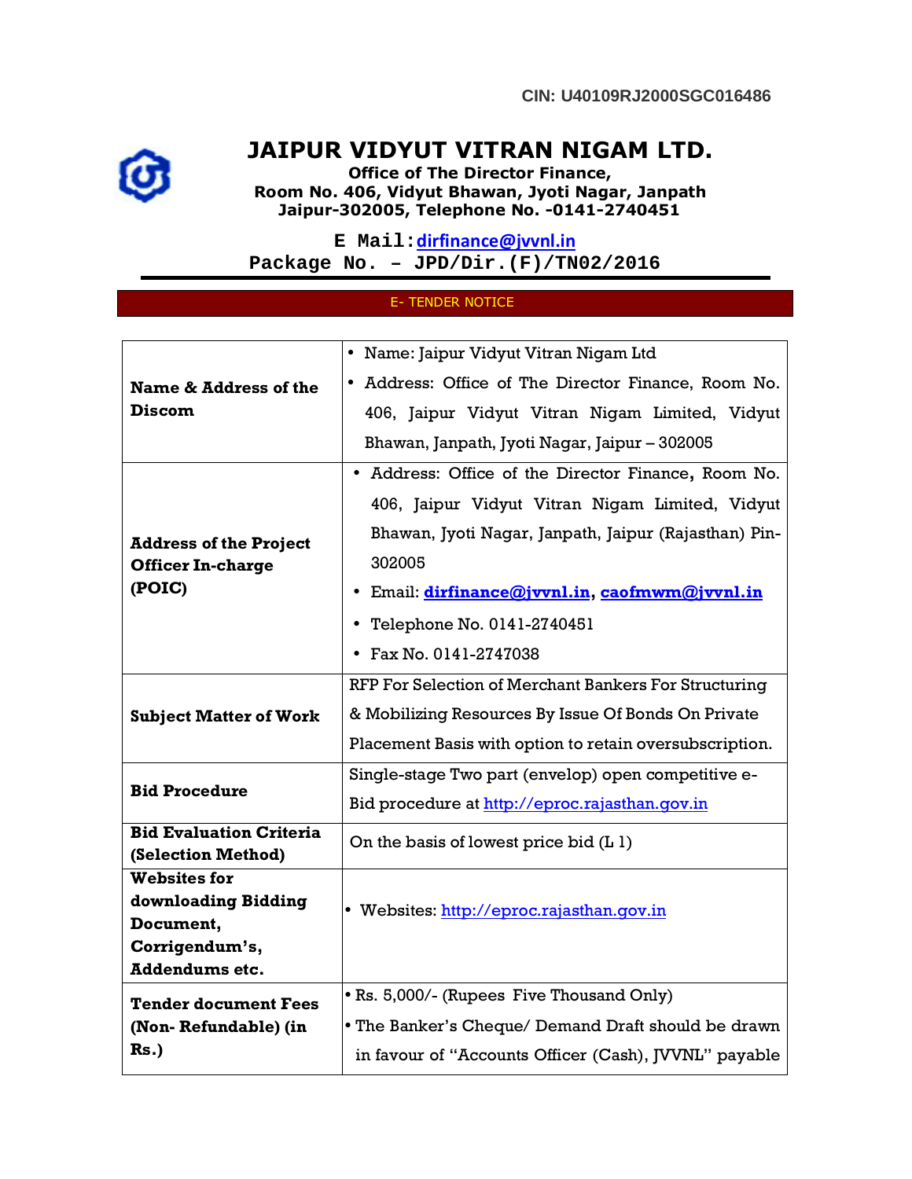CIN: U40109RJ2000SGC016486

# JAIPUR VIDYUT VITRAN NIGAM LTD.

**Office of The Director Finance,**
**Room No. 406, Vidyut Bhawan, Jyoti Nagar, Janpath**
**Jaipur-302005, Telephone No. -0141-2740451**

**E Mail: dirfinance@jvvnl.in**
**Package No. – JPD/Dir.(F)/TN02/2016**

## E- TENDER NOTICE

| | |
|---|---|
| **Name & Address of the Discom** | • Name: Jaipur Vidyut Vitran Nigam Ltd<br>• Address: Office of The Director Finance, Room No. 406, Jaipur Vidyut Vitran Nigam Limited, Vidyut Bhawan, Janpath, Jyoti Nagar, Jaipur – 302005 |
| **Address of the Project Officer In-charge (POIC)** | • Address: Office of the Director Finance, Room No. 406, Jaipur Vidyut Vitran Nigam Limited, Vidyut Bhawan, Jyoti Nagar, Janpath, Jaipur (Rajasthan) Pin-302005<br>• Email: **dirfinance@jvvnl.in**, **caofmwm@jvvnl.in**<br>• Telephone No. 0141-2740451<br>• Fax No. 0141-2747038 |
| **Subject Matter of Work** | RFP For Selection of Merchant Bankers For Structuring & Mobilizing Resources By Issue Of Bonds On Private Placement Basis with option to retain oversubscription. |
| **Bid Procedure** | Single-stage Two part (envelop) open competitive e-Bid procedure at http://eproc.rajasthan.gov.in |
| **Bid Evaluation Criteria (Selection Method)** | On the basis of lowest price bid (L 1) |
| **Websites for downloading Bidding Document, Corrigendum's, Addendums etc.** | • Websites: http://eproc.rajasthan.gov.in |
| **Tender document Fees (Non- Refundable) (in Rs.)** | • Rs. 5,000/- (Rupees Five Thousand Only)<br>• The Banker's Cheque/ Demand Draft should be drawn in favour of "Accounts Officer (Cash), JVVNL" payable |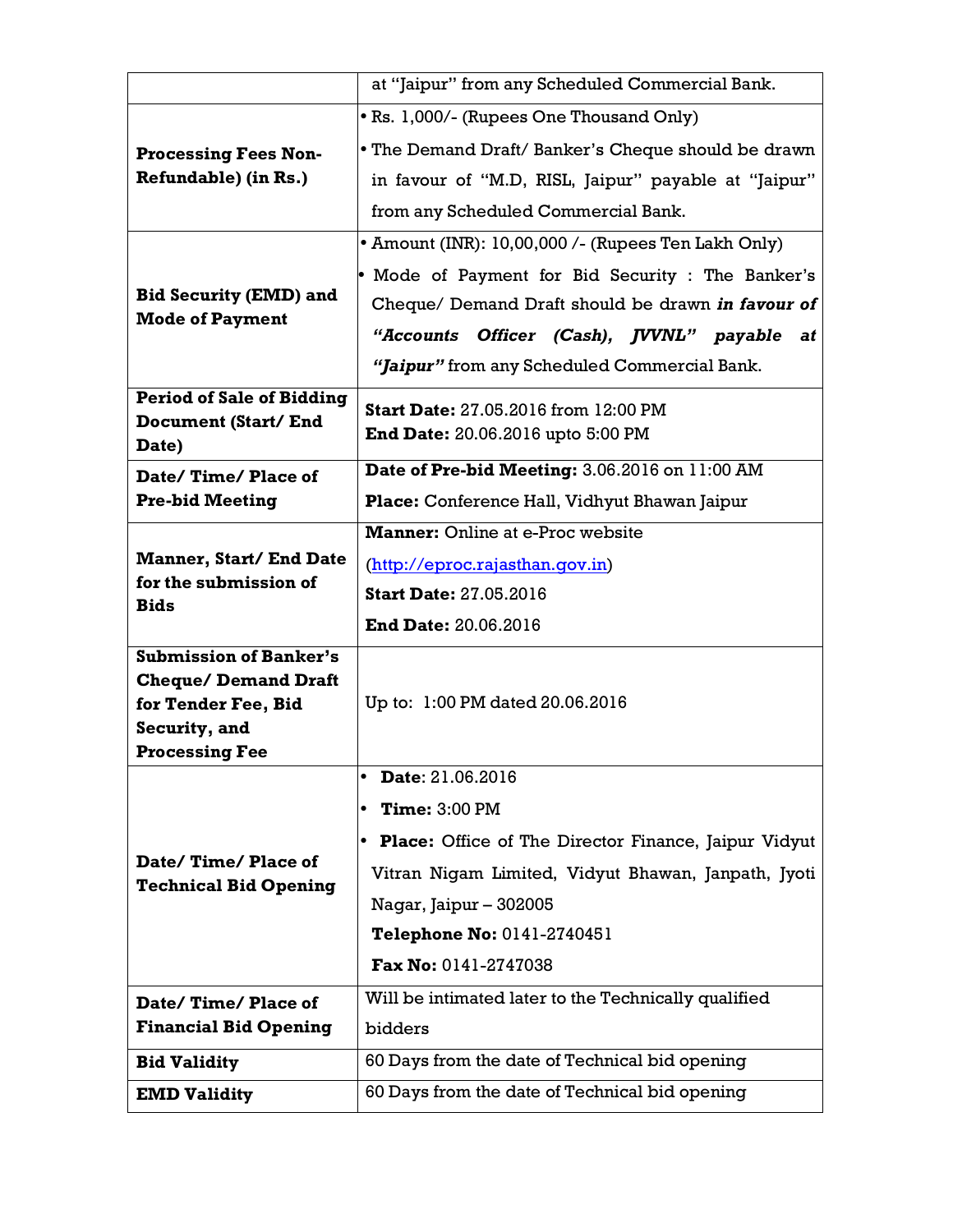| | |
|---|---|
| | at "Jaipur" from any Scheduled Commercial Bank. |
| **Processing Fees Non-Refundable) (in Rs.)** | • Rs. 1,000/- (Rupees One Thousand Only)<br>• The Demand Draft/ Banker's Cheque should be drawn in favour of "M.D, RISL, Jaipur" payable at "Jaipur" from any Scheduled Commercial Bank. |
| **Bid Security (EMD) and Mode of Payment** | • Amount (INR): 10,00,000 /- (Rupees Ten Lakh Only)<br>• Mode of Payment for Bid Security : The Banker's Cheque/ Demand Draft should be drawn ***in favour of "Accounts Officer (Cash), JVVNL" payable at "Jaipur"*** from any Scheduled Commercial Bank. |
| **Period of Sale of Bidding Document (Start/ End Date)** | **Start Date:** 27.05.2016 from 12:00 PM<br>**End Date:** 20.06.2016 upto 5:00 PM |
| **Date/ Time/ Place of Pre-bid Meeting** | **Date of Pre-bid Meeting:** 3.06.2016 on 11:00 AM<br>**Place:** Conference Hall, Vidhyut Bhawan Jaipur |
| **Manner, Start/ End Date for the submission of Bids** | **Manner:** Online at e-Proc website (http://eproc.rajasthan.gov.in)<br>**Start Date:** 27.05.2016<br>**End Date:** 20.06.2016 |
| **Submission of Banker's Cheque/ Demand Draft for Tender Fee, Bid Security, and Processing Fee** | Up to: 1:00 PM dated 20.06.2016 |
| **Date/ Time/ Place of Technical Bid Opening** | • **Date**: 21.06.2016<br>• **Time:** 3:00 PM<br>• **Place:** Office of The Director Finance, Jaipur Vidyut Vitran Nigam Limited, Vidyut Bhawan, Janpath, Jyoti Nagar, Jaipur – 302005<br>**Telephone No:** 0141-2740451<br>**Fax No:** 0141-2747038 |
| **Date/ Time/ Place of Financial Bid Opening** | Will be intimated later to the Technically qualified bidders |
| **Bid Validity** | 60 Days from the date of Technical bid opening |
| **EMD Validity** | 60 Days from the date of Technical bid opening |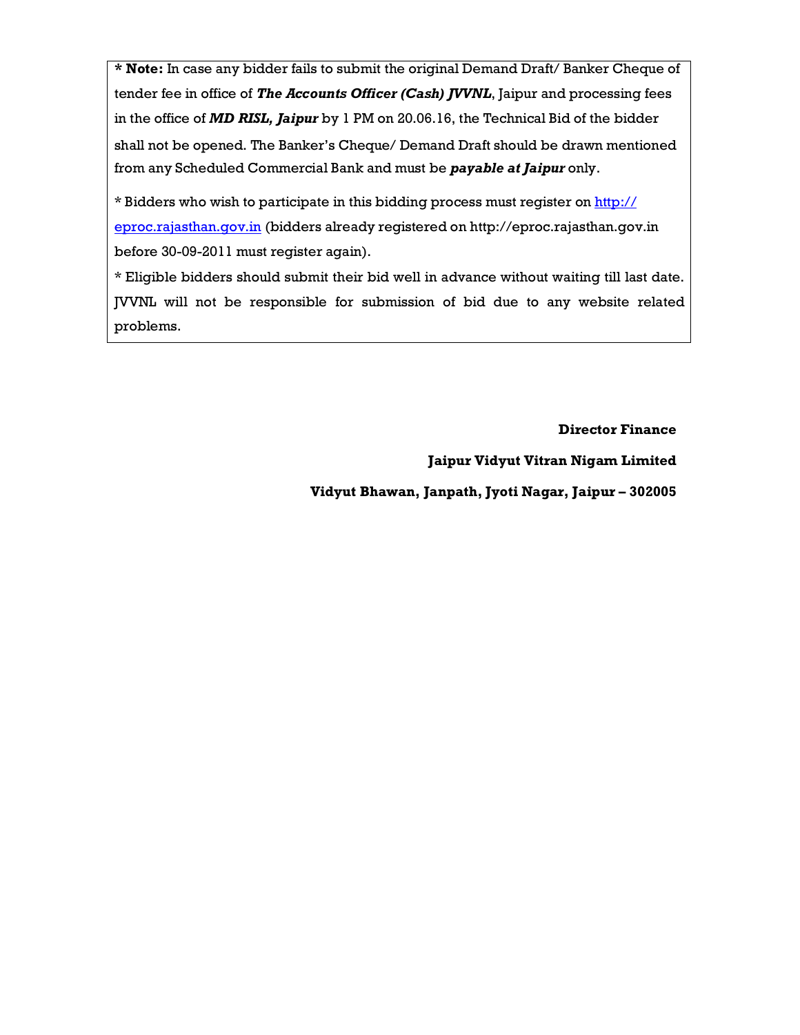**\* Note:** In case any bidder fails to submit the original Demand Draft/ Banker Cheque of tender fee in office of ***The Accounts Officer (Cash) JVVNL***, Jaipur and processing fees in the office of ***MD RISL, Jaipur*** by 1 PM on 20.06.16, the Technical Bid of the bidder shall not be opened. The Banker's Cheque/ Demand Draft should be drawn mentioned from any Scheduled Commercial Bank and must be ***payable at Jaipur*** only.

\* Bidders who wish to participate in this bidding process must register on [http://eproc.rajasthan.gov.in](http://eproc.rajasthan.gov.in) (bidders already registered on http://eproc.rajasthan.gov.in before 30-09-2011 must register again).

\* Eligible bidders should submit their bid well in advance without waiting till last date. JVVNL will not be responsible for submission of bid due to any website related problems.

**Director Finance**

**Jaipur Vidyut Vitran Nigam Limited**

**Vidyut Bhawan, Janpath, Jyoti Nagar, Jaipur – 302005**